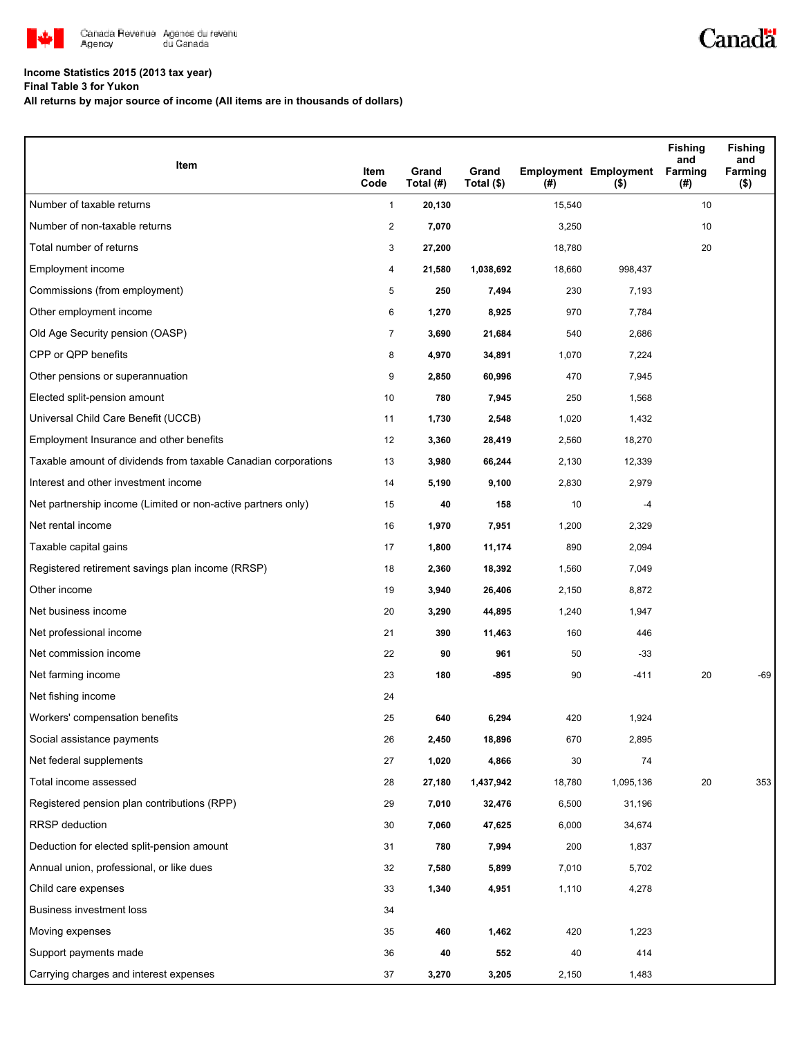Canada Revenue Agency / Agence du revenu du Canada

**Income Statistics 2015 (2013 tax year)**
**Final Table 3 for Yukon**
**All returns by major source of income (All items are in thousands of dollars)**

| Item | Item Code | Grand Total (#) | Grand Total ($) | Employment (#) | Employment ($) | Fishing and Farming (#) | Fishing and Farming ($) |
|---|---|---|---|---|---|---|---|
| Number of taxable returns | 1 | **20,130** | | 15,540 | | 10 | |
| Number of non-taxable returns | 2 | **7,070** | | 3,250 | | 10 | |
| Total number of returns | 3 | **27,200** | | 18,780 | | 20 | |
| Employment income | 4 | **21,580** | **1,038,692** | 18,660 | 998,437 | | |
| Commissions (from employment) | 5 | **250** | **7,494** | 230 | 7,193 | | |
| Other employment income | 6 | **1,270** | **8,925** | 970 | 7,784 | | |
| Old Age Security pension (OASP) | 7 | **3,690** | **21,684** | 540 | 2,686 | | |
| CPP or QPP benefits | 8 | **4,970** | **34,891** | 1,070 | 7,224 | | |
| Other pensions or superannuation | 9 | **2,850** | **60,996** | 470 | 7,945 | | |
| Elected split-pension amount | 10 | **780** | **7,945** | 250 | 1,568 | | |
| Universal Child Care Benefit (UCCB) | 11 | **1,730** | **2,548** | 1,020 | 1,432 | | |
| Employment Insurance and other benefits | 12 | **3,360** | **28,419** | 2,560 | 18,270 | | |
| Taxable amount of dividends from taxable Canadian corporations | 13 | **3,980** | **66,244** | 2,130 | 12,339 | | |
| Interest and other investment income | 14 | **5,190** | **9,100** | 2,830 | 2,979 | | |
| Net partnership income (Limited or non-active partners only) | 15 | **40** | **158** | 10 | -4 | | |
| Net rental income | 16 | **1,970** | **7,951** | 1,200 | 2,329 | | |
| Taxable capital gains | 17 | **1,800** | **11,174** | 890 | 2,094 | | |
| Registered retirement savings plan income (RRSP) | 18 | **2,360** | **18,392** | 1,560 | 7,049 | | |
| Other income | 19 | **3,940** | **26,406** | 2,150 | 8,872 | | |
| Net business income | 20 | **3,290** | **44,895** | 1,240 | 1,947 | | |
| Net professional income | 21 | **390** | **11,463** | 160 | 446 | | |
| Net commission income | 22 | **90** | **961** | 50 | -33 | | |
| Net farming income | 23 | **180** | **-895** | 90 | -411 | 20 | -69 |
| Net fishing income | 24 | | | | | | |
| Workers' compensation benefits | 25 | **640** | **6,294** | 420 | 1,924 | | |
| Social assistance payments | 26 | **2,450** | **18,896** | 670 | 2,895 | | |
| Net federal supplements | 27 | **1,020** | **4,866** | 30 | 74 | | |
| Total income assessed | 28 | **27,180** | **1,437,942** | 18,780 | 1,095,136 | 20 | 353 |
| Registered pension plan contributions (RPP) | 29 | **7,010** | **32,476** | 6,500 | 31,196 | | |
| RRSP deduction | 30 | **7,060** | **47,625** | 6,000 | 34,674 | | |
| Deduction for elected split-pension amount | 31 | **780** | **7,994** | 200 | 1,837 | | |
| Annual union, professional, or like dues | 32 | **7,580** | **5,899** | 7,010 | 5,702 | | |
| Child care expenses | 33 | **1,340** | **4,951** | 1,110 | 4,278 | | |
| Business investment loss | 34 | | | | | | |
| Moving expenses | 35 | **460** | **1,462** | 420 | 1,223 | | |
| Support payments made | 36 | **40** | **552** | 40 | 414 | | |
| Carrying charges and interest expenses | 37 | **3,270** | **3,205** | 2,150 | 1,483 | | |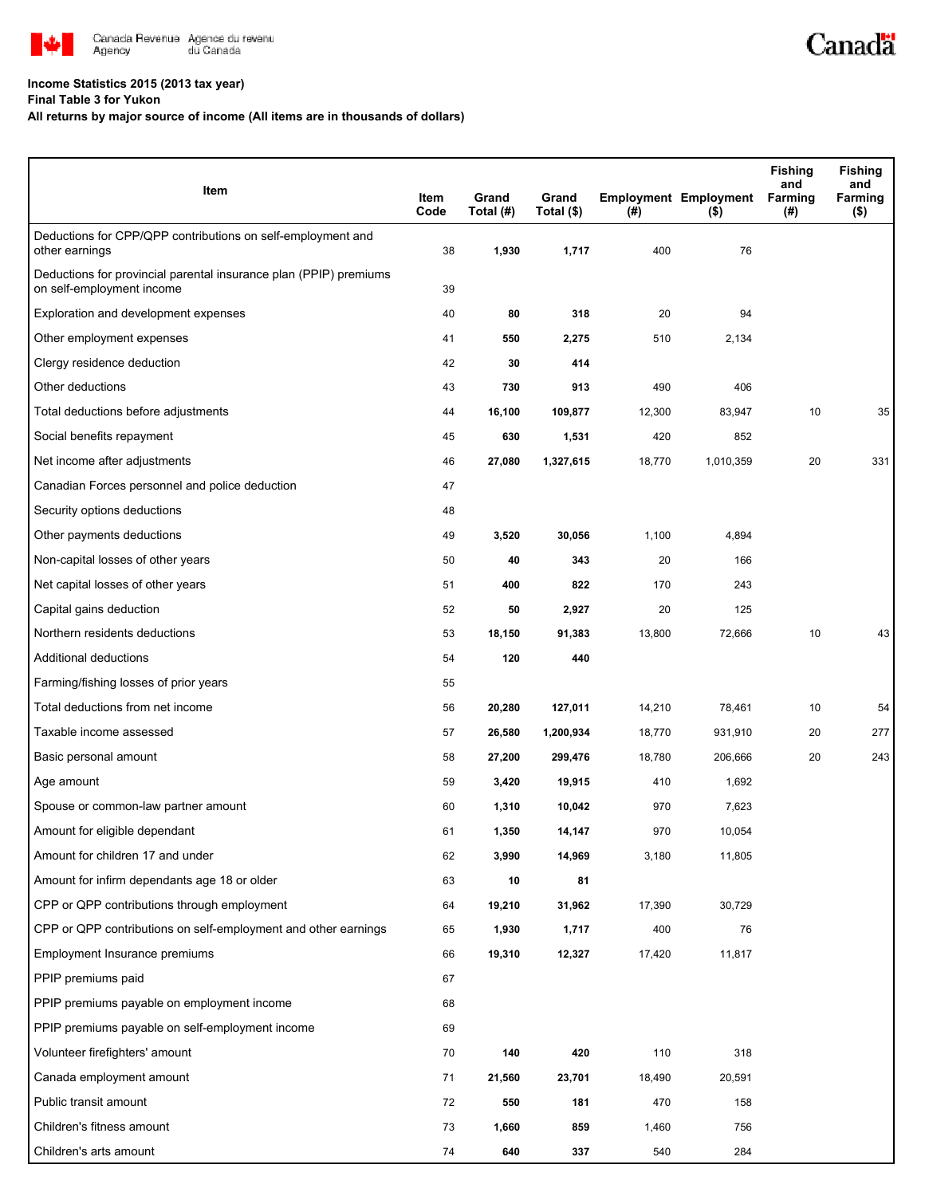**Income Statistics 2015 (2013 tax year)**

**Final Table 3 for Yukon**

**All returns by major source of income (All items are in thousands of dollars)**

| Item | Item Code | Grand Total (#) | Grand Total ($) | Employment (#) | Employment ($) | Fishing and Farming (#) | Fishing and Farming ($) |
|---|---|---|---|---|---|---|---|
| Deductions for CPP/QPP contributions on self-employment and other earnings | 38 | **1,930** | **1,717** | 400 | 76 | | |
| Deductions for provincial parental insurance plan (PPIP) premiums on self-employment income | 39 | | | | | | |
| Exploration and development expenses | 40 | **80** | **318** | 20 | 94 | | |
| Other employment expenses | 41 | **550** | **2,275** | 510 | 2,134 | | |
| Clergy residence deduction | 42 | **30** | **414** | | | | |
| Other deductions | 43 | **730** | **913** | 490 | 406 | | |
| Total deductions before adjustments | 44 | **16,100** | **109,877** | 12,300 | 83,947 | 10 | 35 |
| Social benefits repayment | 45 | **630** | **1,531** | 420 | 852 | | |
| Net income after adjustments | 46 | **27,080** | **1,327,615** | 18,770 | 1,010,359 | 20 | 331 |
| Canadian Forces personnel and police deduction | 47 | | | | | | |
| Security options deductions | 48 | | | | | | |
| Other payments deductions | 49 | **3,520** | **30,056** | 1,100 | 4,894 | | |
| Non-capital losses of other years | 50 | **40** | **343** | 20 | 166 | | |
| Net capital losses of other years | 51 | **400** | **822** | 170 | 243 | | |
| Capital gains deduction | 52 | **50** | **2,927** | 20 | 125 | | |
| Northern residents deductions | 53 | **18,150** | **91,383** | 13,800 | 72,666 | 10 | 43 |
| Additional deductions | 54 | **120** | **440** | | | | |
| Farming/fishing losses of prior years | 55 | | | | | | |
| Total deductions from net income | 56 | **20,280** | **127,011** | 14,210 | 78,461 | 10 | 54 |
| Taxable income assessed | 57 | **26,580** | **1,200,934** | 18,770 | 931,910 | 20 | 277 |
| Basic personal amount | 58 | **27,200** | **299,476** | 18,780 | 206,666 | 20 | 243 |
| Age amount | 59 | **3,420** | **19,915** | 410 | 1,692 | | |
| Spouse or common-law partner amount | 60 | **1,310** | **10,042** | 970 | 7,623 | | |
| Amount for eligible dependant | 61 | **1,350** | **14,147** | 970 | 10,054 | | |
| Amount for children 17 and under | 62 | **3,990** | **14,969** | 3,180 | 11,805 | | |
| Amount for infirm dependants age 18 or older | 63 | **10** | **81** | | | | |
| CPP or QPP contributions through employment | 64 | **19,210** | **31,962** | 17,390 | 30,729 | | |
| CPP or QPP contributions on self-employment and other earnings | 65 | **1,930** | **1,717** | 400 | 76 | | |
| Employment Insurance premiums | 66 | **19,310** | **12,327** | 17,420 | 11,817 | | |
| PPIP premiums paid | 67 | | | | | | |
| PPIP premiums payable on employment income | 68 | | | | | | |
| PPIP premiums payable on self-employment income | 69 | | | | | | |
| Volunteer firefighters' amount | 70 | **140** | **420** | 110 | 318 | | |
| Canada employment amount | 71 | **21,560** | **23,701** | 18,490 | 20,591 | | |
| Public transit amount | 72 | **550** | **181** | 470 | 158 | | |
| Children's fitness amount | 73 | **1,660** | **859** | 1,460 | 756 | | |
| Children's arts amount | 74 | **640** | **337** | 540 | 284 | | |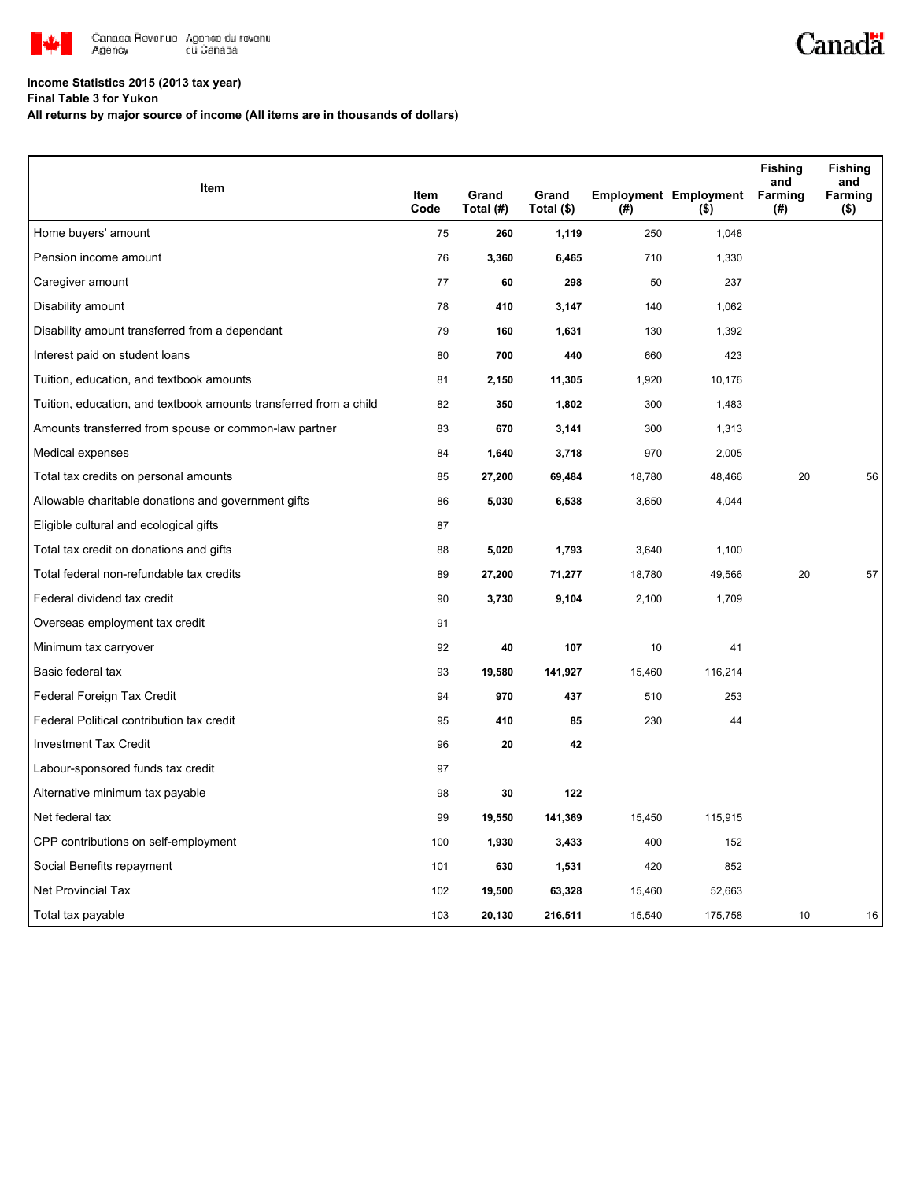**Income Statistics 2015 (2013 tax year)**
**Final Table 3 for Yukon**
**All returns by major source of income (All items are in thousands of dollars)**

| Item | Item Code | Grand Total (#) | Grand Total ($) | Employment (#) | Employment ($) | Fishing and Farming (#) | Fishing and Farming ($) |
|---|---|---|---|---|---|---|---|
| Home buyers' amount | 75 | **260** | **1,119** | 250 | 1,048 | | |
| Pension income amount | 76 | **3,360** | **6,465** | 710 | 1,330 | | |
| Caregiver amount | 77 | **60** | **298** | 50 | 237 | | |
| Disability amount | 78 | **410** | **3,147** | 140 | 1,062 | | |
| Disability amount transferred from a dependant | 79 | **160** | **1,631** | 130 | 1,392 | | |
| Interest paid on student loans | 80 | **700** | **440** | 660 | 423 | | |
| Tuition, education, and textbook amounts | 81 | **2,150** | **11,305** | 1,920 | 10,176 | | |
| Tuition, education, and textbook amounts transferred from a child | 82 | **350** | **1,802** | 300 | 1,483 | | |
| Amounts transferred from spouse or common-law partner | 83 | **670** | **3,141** | 300 | 1,313 | | |
| Medical expenses | 84 | **1,640** | **3,718** | 970 | 2,005 | | |
| Total tax credits on personal amounts | 85 | **27,200** | **69,484** | 18,780 | 48,466 | 20 | 56 |
| Allowable charitable donations and government gifts | 86 | **5,030** | **6,538** | 3,650 | 4,044 | | |
| Eligible cultural and ecological gifts | 87 | | | | | | |
| Total tax credit on donations and gifts | 88 | **5,020** | **1,793** | 3,640 | 1,100 | | |
| Total federal non-refundable tax credits | 89 | **27,200** | **71,277** | 18,780 | 49,566 | 20 | 57 |
| Federal dividend tax credit | 90 | **3,730** | **9,104** | 2,100 | 1,709 | | |
| Overseas employment tax credit | 91 | | | | | | |
| Minimum tax carryover | 92 | **40** | **107** | 10 | 41 | | |
| Basic federal tax | 93 | **19,580** | **141,927** | 15,460 | 116,214 | | |
| Federal Foreign Tax Credit | 94 | **970** | **437** | 510 | 253 | | |
| Federal Political contribution tax credit | 95 | **410** | **85** | 230 | 44 | | |
| Investment Tax Credit | 96 | **20** | **42** | | | | |
| Labour-sponsored funds tax credit | 97 | | | | | | |
| Alternative minimum tax payable | 98 | **30** | **122** | | | | |
| Net federal tax | 99 | **19,550** | **141,369** | 15,450 | 115,915 | | |
| CPP contributions on self-employment | 100 | **1,930** | **3,433** | 400 | 152 | | |
| Social Benefits repayment | 101 | **630** | **1,531** | 420 | 852 | | |
| Net Provincial Tax | 102 | **19,500** | **63,328** | 15,460 | 52,663 | | |
| Total tax payable | 103 | **20,130** | **216,511** | 15,540 | 175,758 | 10 | 16 |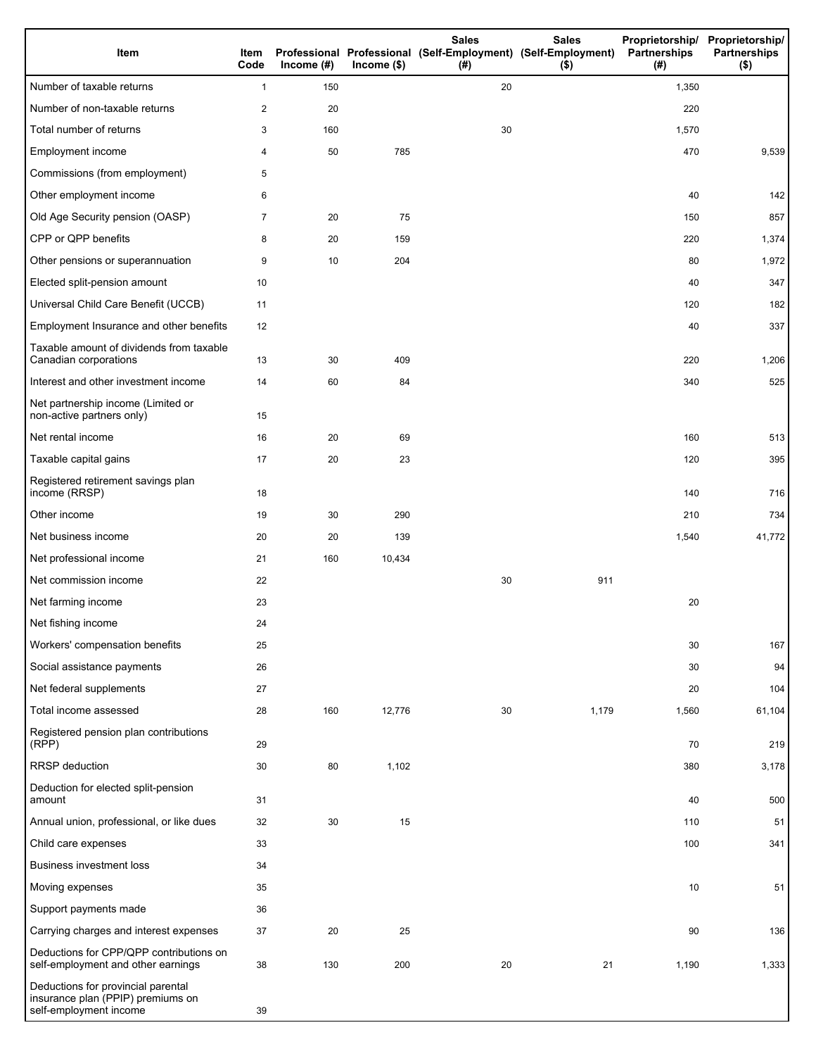| Item | Item Code | Professional Income (#) | Professional Income ($) | Sales (Self-Employment) (#) | Sales (Self-Employment) ($) | Proprietorship/ Partnerships (#) | Proprietorship/ Partnerships ($) |
|---|---|---|---|---|---|---|---|
| Number of taxable returns | 1 | 150 | | 20 | | 1,350 | |
| Number of non-taxable returns | 2 | 20 | | | | 220 | |
| Total number of returns | 3 | 160 | | 30 | | 1,570 | |
| Employment income | 4 | 50 | 785 | | | 470 | 9,539 |
| Commissions (from employment) | 5 | | | | | | |
| Other employment income | 6 | | | | | 40 | 142 |
| Old Age Security pension (OASP) | 7 | 20 | 75 | | | 150 | 857 |
| CPP or QPP benefits | 8 | 20 | 159 | | | 220 | 1,374 |
| Other pensions or superannuation | 9 | 10 | 204 | | | 80 | 1,972 |
| Elected split-pension amount | 10 | | | | | 40 | 347 |
| Universal Child Care Benefit (UCCB) | 11 | | | | | 120 | 182 |
| Employment Insurance and other benefits | 12 | | | | | 40 | 337 |
| Taxable amount of dividends from taxable Canadian corporations | 13 | 30 | 409 | | | 220 | 1,206 |
| Interest and other investment income | 14 | 60 | 84 | | | 340 | 525 |
| Net partnership income (Limited or non-active partners only) | 15 | | | | | | |
| Net rental income | 16 | 20 | 69 | | | 160 | 513 |
| Taxable capital gains | 17 | 20 | 23 | | | 120 | 395 |
| Registered retirement savings plan income (RRSP) | 18 | | | | | 140 | 716 |
| Other income | 19 | 30 | 290 | | | 210 | 734 |
| Net business income | 20 | 20 | 139 | | | 1,540 | 41,772 |
| Net professional income | 21 | 160 | 10,434 | | | | |
| Net commission income | 22 | | | 30 | 911 | | |
| Net farming income | 23 | | | | | 20 | |
| Net fishing income | 24 | | | | | | |
| Workers' compensation benefits | 25 | | | | | 30 | 167 |
| Social assistance payments | 26 | | | | | 30 | 94 |
| Net federal supplements | 27 | | | | | 20 | 104 |
| Total income assessed | 28 | 160 | 12,776 | 30 | 1,179 | 1,560 | 61,104 |
| Registered pension plan contributions (RPP) | 29 | | | | | 70 | 219 |
| RRSP deduction | 30 | 80 | 1,102 | | | 380 | 3,178 |
| Deduction for elected split-pension amount | 31 | | | | | 40 | 500 |
| Annual union, professional, or like dues | 32 | 30 | 15 | | | 110 | 51 |
| Child care expenses | 33 | | | | | 100 | 341 |
| Business investment loss | 34 | | | | | | |
| Moving expenses | 35 | | | | | 10 | 51 |
| Support payments made | 36 | | | | | | |
| Carrying charges and interest expenses | 37 | 20 | 25 | | | 90 | 136 |
| Deductions for CPP/QPP contributions on self-employment and other earnings | 38 | 130 | 200 | 20 | 21 | 1,190 | 1,333 |
| Deductions for provincial parental insurance plan (PPIP) premiums on self-employment income | 39 | | | | | | |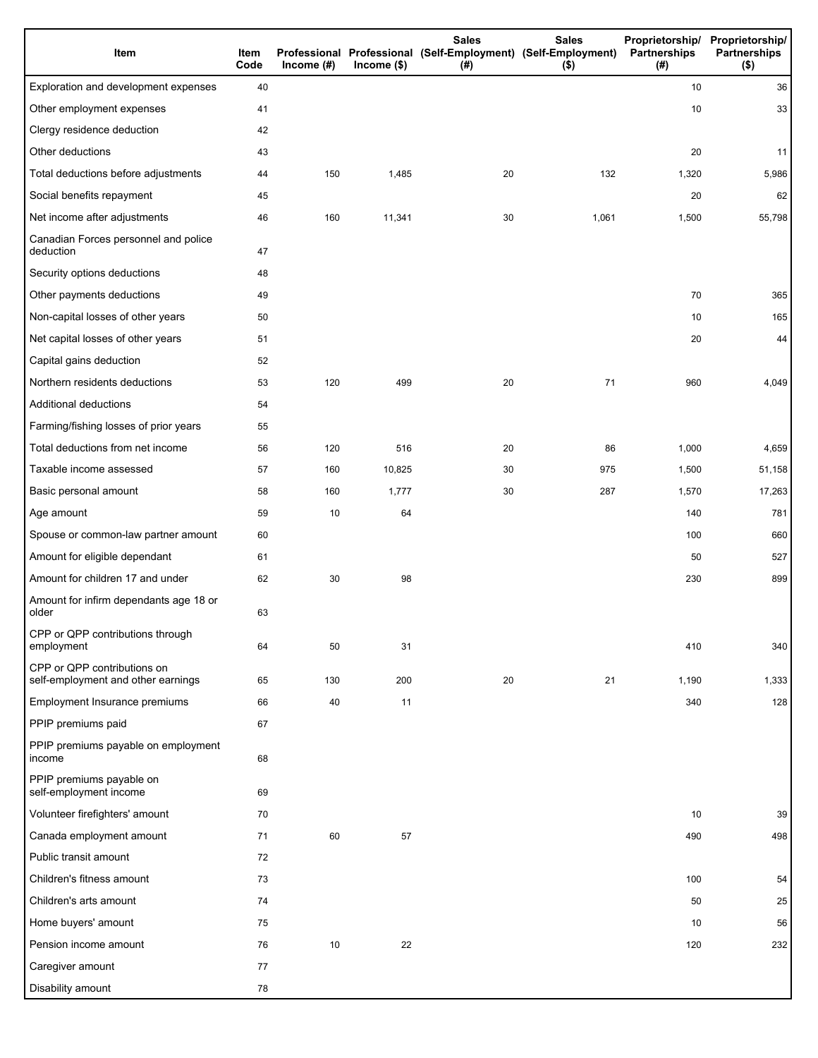| Item | Item Code | Professional Income (#) | Professional Income ($) | Sales (Self-Employment) (#) | Sales (Self-Employment) ($) | Proprietorship/ Partnerships (#) | Proprietorship/ Partnerships ($) |
|---|---|---|---|---|---|---|---|
| Exploration and development expenses | 40 | | | | | 10 | 36 |
| Other employment expenses | 41 | | | | | 10 | 33 |
| Clergy residence deduction | 42 | | | | | | |
| Other deductions | 43 | | | | | 20 | 11 |
| Total deductions before adjustments | 44 | 150 | 1,485 | 20 | 132 | 1,320 | 5,986 |
| Social benefits repayment | 45 | | | | | 20 | 62 |
| Net income after adjustments | 46 | 160 | 11,341 | 30 | 1,061 | 1,500 | 55,798 |
| Canadian Forces personnel and police deduction | 47 | | | | | | |
| Security options deductions | 48 | | | | | | |
| Other payments deductions | 49 | | | | | 70 | 365 |
| Non-capital losses of other years | 50 | | | | | 10 | 165 |
| Net capital losses of other years | 51 | | | | | 20 | 44 |
| Capital gains deduction | 52 | | | | | | |
| Northern residents deductions | 53 | 120 | 499 | 20 | 71 | 960 | 4,049 |
| Additional deductions | 54 | | | | | | |
| Farming/fishing losses of prior years | 55 | | | | | | |
| Total deductions from net income | 56 | 120 | 516 | 20 | 86 | 1,000 | 4,659 |
| Taxable income assessed | 57 | 160 | 10,825 | 30 | 975 | 1,500 | 51,158 |
| Basic personal amount | 58 | 160 | 1,777 | 30 | 287 | 1,570 | 17,263 |
| Age amount | 59 | 10 | 64 | | | 140 | 781 |
| Spouse or common-law partner amount | 60 | | | | | 100 | 660 |
| Amount for eligible dependant | 61 | | | | | 50 | 527 |
| Amount for children 17 and under | 62 | 30 | 98 | | | 230 | 899 |
| Amount for infirm dependants age 18 or older | 63 | | | | | | |
| CPP or QPP contributions through employment | 64 | 50 | 31 | | | 410 | 340 |
| CPP or QPP contributions on self-employment and other earnings | 65 | 130 | 200 | 20 | 21 | 1,190 | 1,333 |
| Employment Insurance premiums | 66 | 40 | 11 | | | 340 | 128 |
| PPIP premiums paid | 67 | | | | | | |
| PPIP premiums payable on employment income | 68 | | | | | | |
| PPIP premiums payable on self-employment income | 69 | | | | | | |
| Volunteer firefighters' amount | 70 | | | | | 10 | 39 |
| Canada employment amount | 71 | 60 | 57 | | | 490 | 498 |
| Public transit amount | 72 | | | | | | |
| Children's fitness amount | 73 | | | | | 100 | 54 |
| Children's arts amount | 74 | | | | | 50 | 25 |
| Home buyers' amount | 75 | | | | | 10 | 56 |
| Pension income amount | 76 | 10 | 22 | | | 120 | 232 |
| Caregiver amount | 77 | | | | | | |
| Disability amount | 78 | | | | | | |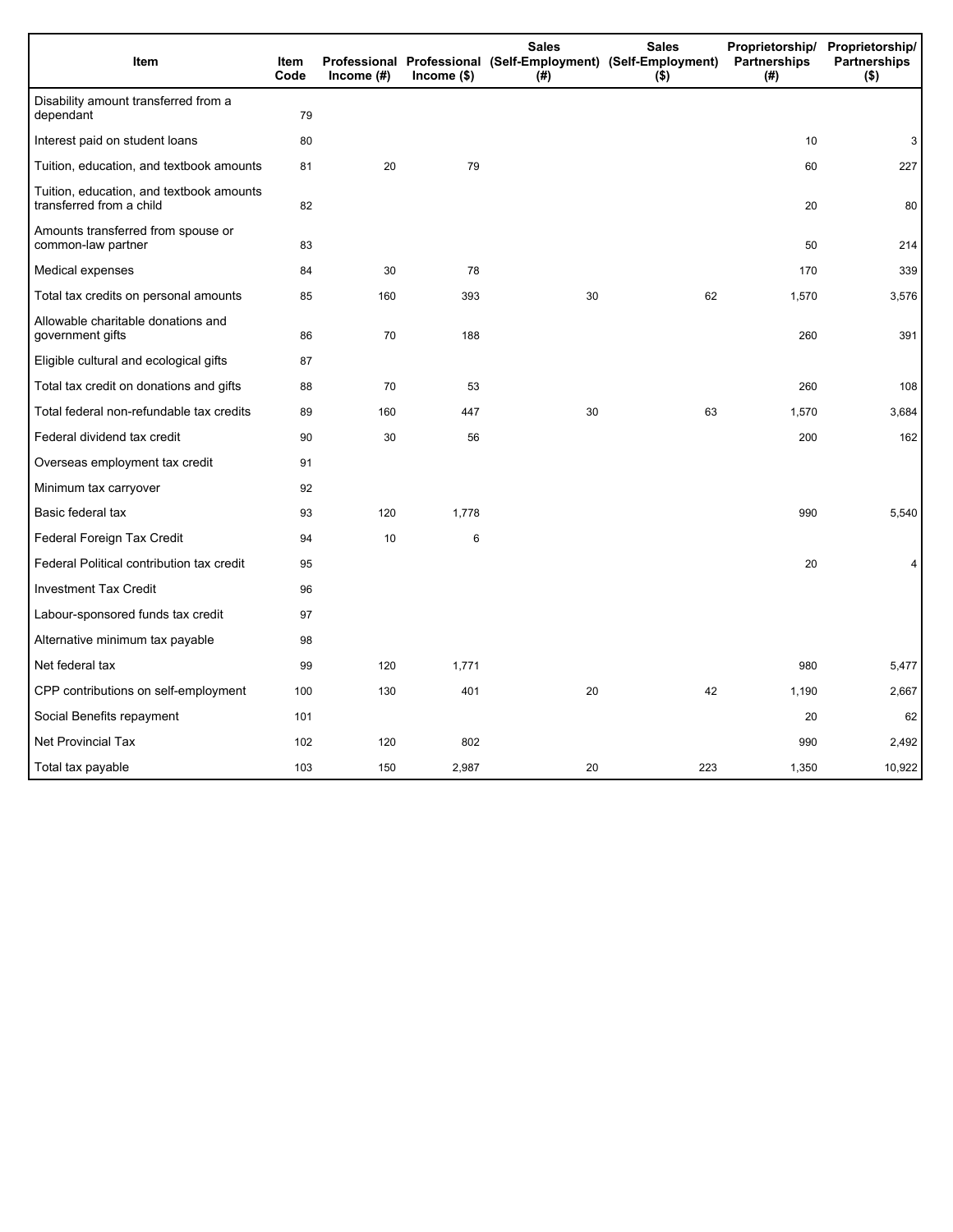| Item | Item Code | Professional Income (#) | Professional Income ($) | Sales (Self-Employment) (#) | Sales (Self-Employment) ($) | Proprietorship/ Partnerships (#) | Proprietorship/ Partnerships ($) |
|---|---|---|---|---|---|---|---|
| Disability amount transferred from a dependant | 79 | | | | | | |
| Interest paid on student loans | 80 | | | | | 10 | 3 |
| Tuition, education, and textbook amounts | 81 | 20 | 79 | | | 60 | 227 |
| Tuition, education, and textbook amounts transferred from a child | 82 | | | | | 20 | 80 |
| Amounts transferred from spouse or common-law partner | 83 | | | | | 50 | 214 |
| Medical expenses | 84 | 30 | 78 | | | 170 | 339 |
| Total tax credits on personal amounts | 85 | 160 | 393 | 30 | 62 | 1,570 | 3,576 |
| Allowable charitable donations and government gifts | 86 | 70 | 188 | | | 260 | 391 |
| Eligible cultural and ecological gifts | 87 | | | | | | |
| Total tax credit on donations and gifts | 88 | 70 | 53 | | | 260 | 108 |
| Total federal non-refundable tax credits | 89 | 160 | 447 | 30 | 63 | 1,570 | 3,684 |
| Federal dividend tax credit | 90 | 30 | 56 | | | 200 | 162 |
| Overseas employment tax credit | 91 | | | | | | |
| Minimum tax carryover | 92 | | | | | | |
| Basic federal tax | 93 | 120 | 1,778 | | | 990 | 5,540 |
| Federal Foreign Tax Credit | 94 | 10 | 6 | | | | |
| Federal Political contribution tax credit | 95 | | | | | 20 | 4 |
| Investment Tax Credit | 96 | | | | | | |
| Labour-sponsored funds tax credit | 97 | | | | | | |
| Alternative minimum tax payable | 98 | | | | | | |
| Net federal tax | 99 | 120 | 1,771 | | | 980 | 5,477 |
| CPP contributions on self-employment | 100 | 130 | 401 | 20 | 42 | 1,190 | 2,667 |
| Social Benefits repayment | 101 | | | | | 20 | 62 |
| Net Provincial Tax | 102 | 120 | 802 | | | 990 | 2,492 |
| Total tax payable | 103 | 150 | 2,987 | 20 | 223 | 1,350 | 10,922 |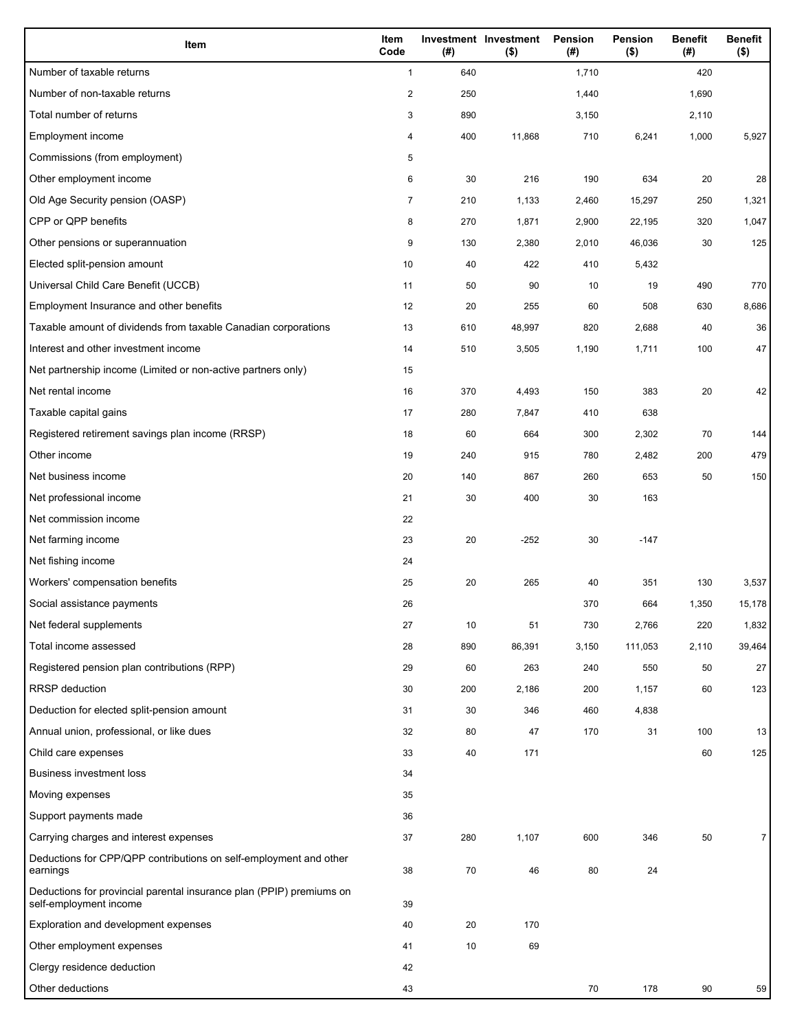| Item | Item Code | Investment (#) | Investment ($) | Pension (#) | Pension ($) | Benefit (#) | Benefit ($) |
|---|---|---|---|---|---|---|---|
| Number of taxable returns | 1 | 640 | | 1,710 | | 420 | |
| Number of non-taxable returns | 2 | 250 | | 1,440 | | 1,690 | |
| Total number of returns | 3 | 890 | | 3,150 | | 2,110 | |
| Employment income | 4 | 400 | 11,868 | 710 | 6,241 | 1,000 | 5,927 |
| Commissions (from employment) | 5 | | | | | | |
| Other employment income | 6 | 30 | 216 | 190 | 634 | 20 | 28 |
| Old Age Security pension (OASP) | 7 | 210 | 1,133 | 2,460 | 15,297 | 250 | 1,321 |
| CPP or QPP benefits | 8 | 270 | 1,871 | 2,900 | 22,195 | 320 | 1,047 |
| Other pensions or superannuation | 9 | 130 | 2,380 | 2,010 | 46,036 | 30 | 125 |
| Elected split-pension amount | 10 | 40 | 422 | 410 | 5,432 | | |
| Universal Child Care Benefit (UCCB) | 11 | 50 | 90 | 10 | 19 | 490 | 770 |
| Employment Insurance and other benefits | 12 | 20 | 255 | 60 | 508 | 630 | 8,686 |
| Taxable amount of dividends from taxable Canadian corporations | 13 | 610 | 48,997 | 820 | 2,688 | 40 | 36 |
| Interest and other investment income | 14 | 510 | 3,505 | 1,190 | 1,711 | 100 | 47 |
| Net partnership income (Limited or non-active partners only) | 15 | | | | | | |
| Net rental income | 16 | 370 | 4,493 | 150 | 383 | 20 | 42 |
| Taxable capital gains | 17 | 280 | 7,847 | 410 | 638 | | |
| Registered retirement savings plan income (RRSP) | 18 | 60 | 664 | 300 | 2,302 | 70 | 144 |
| Other income | 19 | 240 | 915 | 780 | 2,482 | 200 | 479 |
| Net business income | 20 | 140 | 867 | 260 | 653 | 50 | 150 |
| Net professional income | 21 | 30 | 400 | 30 | 163 | | |
| Net commission income | 22 | | | | | | |
| Net farming income | 23 | 20 | -252 | 30 | -147 | | |
| Net fishing income | 24 | | | | | | |
| Workers' compensation benefits | 25 | 20 | 265 | 40 | 351 | 130 | 3,537 |
| Social assistance payments | 26 | | | 370 | 664 | 1,350 | 15,178 |
| Net federal supplements | 27 | 10 | 51 | 730 | 2,766 | 220 | 1,832 |
| Total income assessed | 28 | 890 | 86,391 | 3,150 | 111,053 | 2,110 | 39,464 |
| Registered pension plan contributions (RPP) | 29 | 60 | 263 | 240 | 550 | 50 | 27 |
| RRSP deduction | 30 | 200 | 2,186 | 200 | 1,157 | 60 | 123 |
| Deduction for elected split-pension amount | 31 | 30 | 346 | 460 | 4,838 | | |
| Annual union, professional, or like dues | 32 | 80 | 47 | 170 | 31 | 100 | 13 |
| Child care expenses | 33 | 40 | 171 | | | 60 | 125 |
| Business investment loss | 34 | | | | | | |
| Moving expenses | 35 | | | | | | |
| Support payments made | 36 | | | | | | |
| Carrying charges and interest expenses | 37 | 280 | 1,107 | 600 | 346 | 50 | 7 |
| Deductions for CPP/QPP contributions on self-employment and other earnings | 38 | 70 | 46 | 80 | 24 | | |
| Deductions for provincial parental insurance plan (PPIP) premiums on self-employment income | 39 | | | | | | |
| Exploration and development expenses | 40 | 20 | 170 | | | | |
| Other employment expenses | 41 | 10 | 69 | | | | |
| Clergy residence deduction | 42 | | | | | | |
| Other deductions | 43 | | | 70 | 178 | 90 | 59 |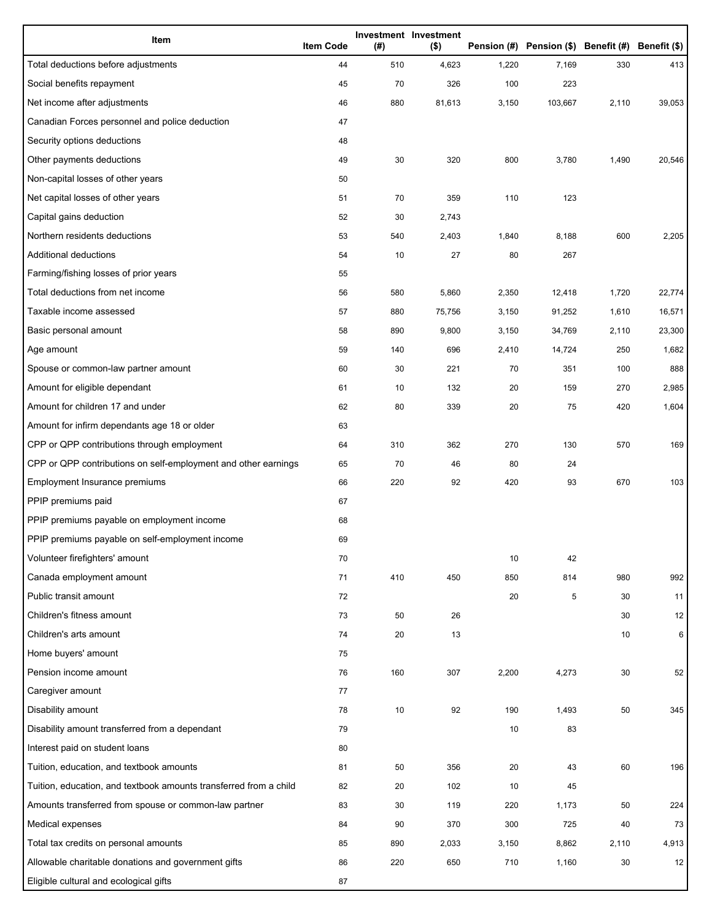| Item | Item Code | Investment (#) | Investment ($) | Pension (#) | Pension ($) | Benefit (#) | Benefit ($) |
|---|---|---|---|---|---|---|---|
| Total deductions before adjustments | 44 | 510 | 4,623 | 1,220 | 7,169 | 330 | 413 |
| Social benefits repayment | 45 | 70 | 326 | 100 | 223 | | |
| Net income after adjustments | 46 | 880 | 81,613 | 3,150 | 103,667 | 2,110 | 39,053 |
| Canadian Forces personnel and police deduction | 47 | | | | | | |
| Security options deductions | 48 | | | | | | |
| Other payments deductions | 49 | 30 | 320 | 800 | 3,780 | 1,490 | 20,546 |
| Non-capital losses of other years | 50 | | | | | | |
| Net capital losses of other years | 51 | 70 | 359 | 110 | 123 | | |
| Capital gains deduction | 52 | 30 | 2,743 | | | | |
| Northern residents deductions | 53 | 540 | 2,403 | 1,840 | 8,188 | 600 | 2,205 |
| Additional deductions | 54 | 10 | 27 | 80 | 267 | | |
| Farming/fishing losses of prior years | 55 | | | | | | |
| Total deductions from net income | 56 | 580 | 5,860 | 2,350 | 12,418 | 1,720 | 22,774 |
| Taxable income assessed | 57 | 880 | 75,756 | 3,150 | 91,252 | 1,610 | 16,571 |
| Basic personal amount | 58 | 890 | 9,800 | 3,150 | 34,769 | 2,110 | 23,300 |
| Age amount | 59 | 140 | 696 | 2,410 | 14,724 | 250 | 1,682 |
| Spouse or common-law partner amount | 60 | 30 | 221 | 70 | 351 | 100 | 888 |
| Amount for eligible dependant | 61 | 10 | 132 | 20 | 159 | 270 | 2,985 |
| Amount for children 17 and under | 62 | 80 | 339 | 20 | 75 | 420 | 1,604 |
| Amount for infirm dependants age 18 or older | 63 | | | | | | |
| CPP or QPP contributions through employment | 64 | 310 | 362 | 270 | 130 | 570 | 169 |
| CPP or QPP contributions on self-employment and other earnings | 65 | 70 | 46 | 80 | 24 | | |
| Employment Insurance premiums | 66 | 220 | 92 | 420 | 93 | 670 | 103 |
| PPIP premiums paid | 67 | | | | | | |
| PPIP premiums payable on employment income | 68 | | | | | | |
| PPIP premiums payable on self-employment income | 69 | | | | | | |
| Volunteer firefighters' amount | 70 | | | 10 | 42 | | |
| Canada employment amount | 71 | 410 | 450 | 850 | 814 | 980 | 992 |
| Public transit amount | 72 | | | 20 | 5 | 30 | 11 |
| Children's fitness amount | 73 | 50 | 26 | | | 30 | 12 |
| Children's arts amount | 74 | 20 | 13 | | | 10 | 6 |
| Home buyers' amount | 75 | | | | | | |
| Pension income amount | 76 | 160 | 307 | 2,200 | 4,273 | 30 | 52 |
| Caregiver amount | 77 | | | | | | |
| Disability amount | 78 | 10 | 92 | 190 | 1,493 | 50 | 345 |
| Disability amount transferred from a dependant | 79 | | | 10 | 83 | | |
| Interest paid on student loans | 80 | | | | | | |
| Tuition, education, and textbook amounts | 81 | 50 | 356 | 20 | 43 | 60 | 196 |
| Tuition, education, and textbook amounts transferred from a child | 82 | 20 | 102 | 10 | 45 | | |
| Amounts transferred from spouse or common-law partner | 83 | 30 | 119 | 220 | 1,173 | 50 | 224 |
| Medical expenses | 84 | 90 | 370 | 300 | 725 | 40 | 73 |
| Total tax credits on personal amounts | 85 | 890 | 2,033 | 3,150 | 8,862 | 2,110 | 4,913 |
| Allowable charitable donations and government gifts | 86 | 220 | 650 | 710 | 1,160 | 30 | 12 |
| Eligible cultural and ecological gifts | 87 | | | | | | |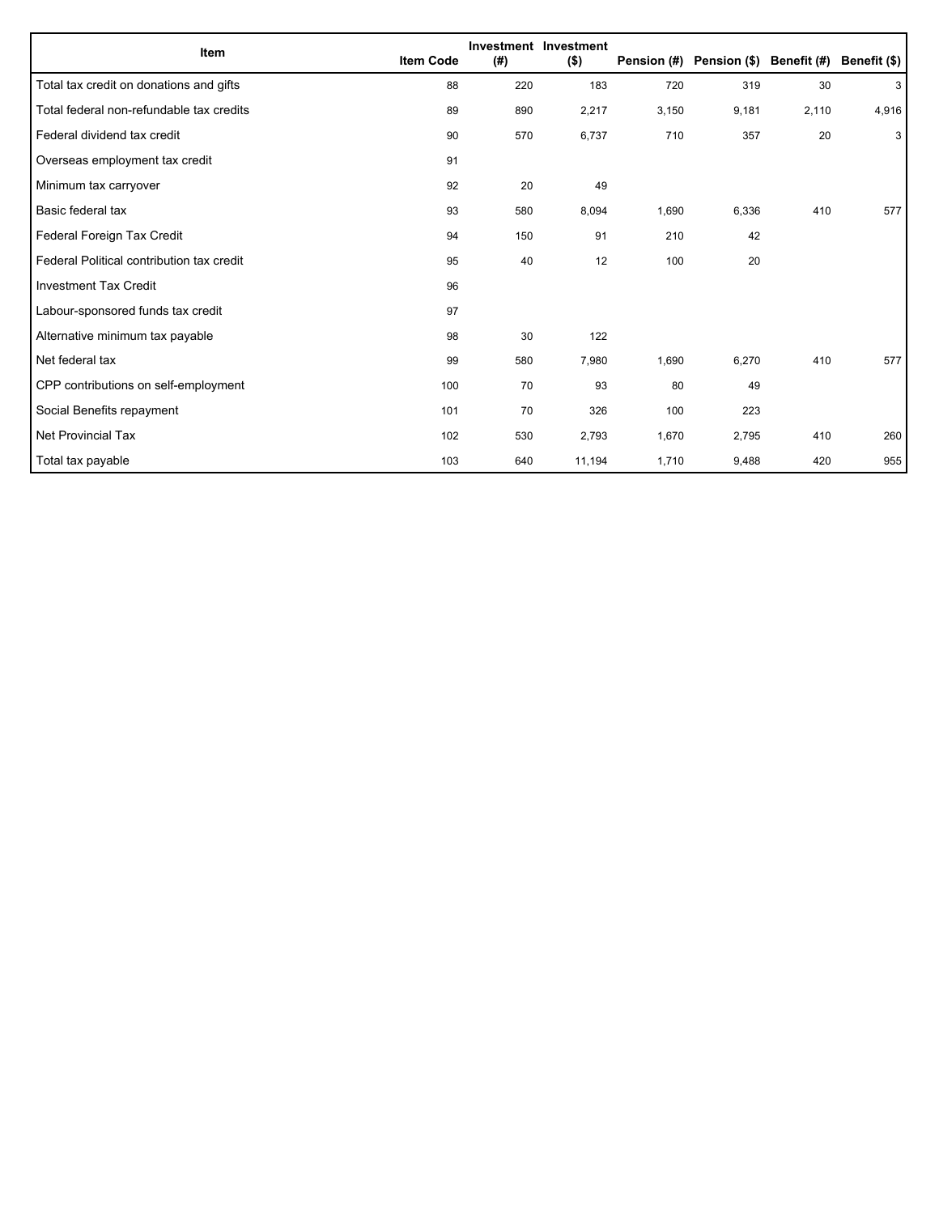| Item | Item Code | Investment (#) | Investment ($) | Pension (#) | Pension ($) | Benefit (#) | Benefit ($) |
|---|---|---|---|---|---|---|---|
| Total tax credit on donations and gifts | 88 | 220 | 183 | 720 | 319 | 30 | 3 |
| Total federal non-refundable tax credits | 89 | 890 | 2,217 | 3,150 | 9,181 | 2,110 | 4,916 |
| Federal dividend tax credit | 90 | 570 | 6,737 | 710 | 357 | 20 | 3 |
| Overseas employment tax credit | 91 | | | | | | |
| Minimum tax carryover | 92 | 20 | 49 | | | | |
| Basic federal tax | 93 | 580 | 8,094 | 1,690 | 6,336 | 410 | 577 |
| Federal Foreign Tax Credit | 94 | 150 | 91 | 210 | 42 | | |
| Federal Political contribution tax credit | 95 | 40 | 12 | 100 | 20 | | |
| Investment Tax Credit | 96 | | | | | | |
| Labour-sponsored funds tax credit | 97 | | | | | | |
| Alternative minimum tax payable | 98 | 30 | 122 | | | | |
| Net federal tax | 99 | 580 | 7,980 | 1,690 | 6,270 | 410 | 577 |
| CPP contributions on self-employment | 100 | 70 | 93 | 80 | 49 | | |
| Social Benefits repayment | 101 | 70 | 326 | 100 | 223 | | |
| Net Provincial Tax | 102 | 530 | 2,793 | 1,670 | 2,795 | 410 | 260 |
| Total tax payable | 103 | 640 | 11,194 | 1,710 | 9,488 | 420 | 955 |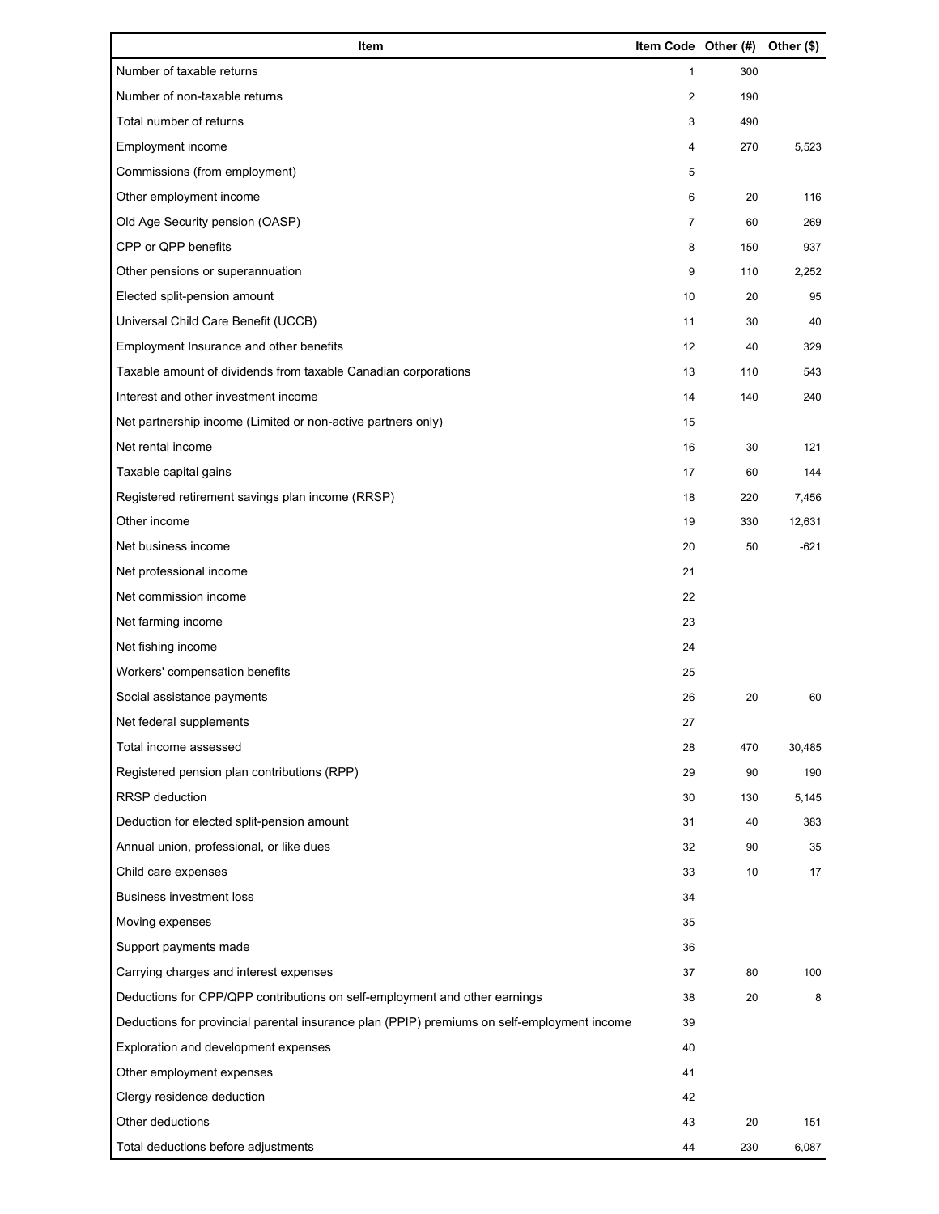| Item | Item Code | Other (#) | Other ($) |
| --- | --- | --- | --- |
| Number of taxable returns | 1 | 300 | |
| Number of non-taxable returns | 2 | 190 | |
| Total number of returns | 3 | 490 | |
| Employment income | 4 | 270 | 5,523 |
| Commissions (from employment) | 5 | | |
| Other employment income | 6 | 20 | 116 |
| Old Age Security pension (OASP) | 7 | 60 | 269 |
| CPP or QPP benefits | 8 | 150 | 937 |
| Other pensions or superannuation | 9 | 110 | 2,252 |
| Elected split-pension amount | 10 | 20 | 95 |
| Universal Child Care Benefit (UCCB) | 11 | 30 | 40 |
| Employment Insurance and other benefits | 12 | 40 | 329 |
| Taxable amount of dividends from taxable Canadian corporations | 13 | 110 | 543 |
| Interest and other investment income | 14 | 140 | 240 |
| Net partnership income (Limited or non-active partners only) | 15 | | |
| Net rental income | 16 | 30 | 121 |
| Taxable capital gains | 17 | 60 | 144 |
| Registered retirement savings plan income (RRSP) | 18 | 220 | 7,456 |
| Other income | 19 | 330 | 12,631 |
| Net business income | 20 | 50 | -621 |
| Net professional income | 21 | | |
| Net commission income | 22 | | |
| Net farming income | 23 | | |
| Net fishing income | 24 | | |
| Workers' compensation benefits | 25 | | |
| Social assistance payments | 26 | 20 | 60 |
| Net federal supplements | 27 | | |
| Total income assessed | 28 | 470 | 30,485 |
| Registered pension plan contributions (RPP) | 29 | 90 | 190 |
| RRSP deduction | 30 | 130 | 5,145 |
| Deduction for elected split-pension amount | 31 | 40 | 383 |
| Annual union, professional, or like dues | 32 | 90 | 35 |
| Child care expenses | 33 | 10 | 17 |
| Business investment loss | 34 | | |
| Moving expenses | 35 | | |
| Support payments made | 36 | | |
| Carrying charges and interest expenses | 37 | 80 | 100 |
| Deductions for CPP/QPP contributions on self-employment and other earnings | 38 | 20 | 8 |
| Deductions for provincial parental insurance plan (PPIP) premiums on self-employment income | 39 | | |
| Exploration and development expenses | 40 | | |
| Other employment expenses | 41 | | |
| Clergy residence deduction | 42 | | |
| Other deductions | 43 | 20 | 151 |
| Total deductions before adjustments | 44 | 230 | 6,087 |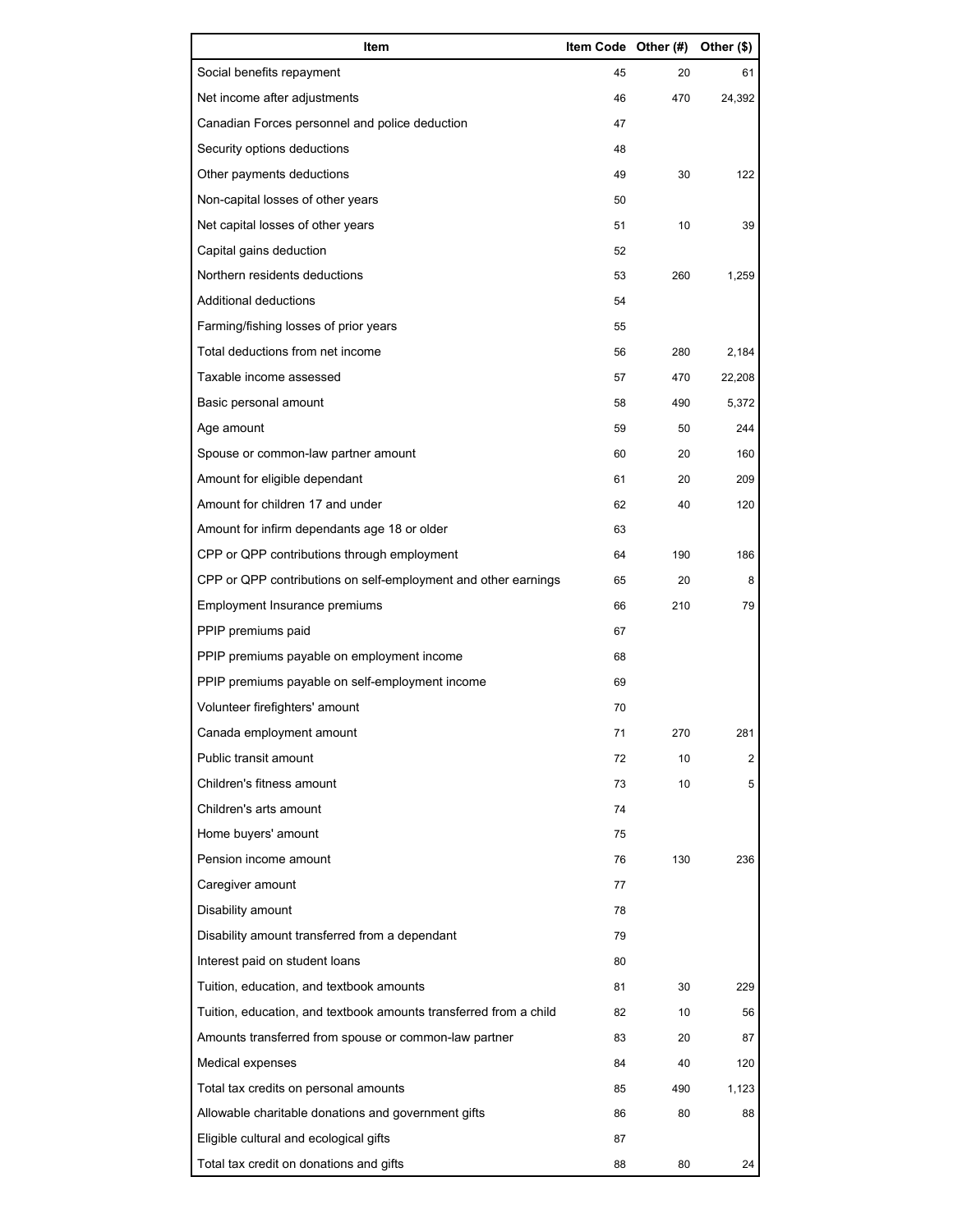| Item | Item Code | Other (#) | Other ($) |
|---|---|---|---|
| Social benefits repayment | 45 | 20 | 61 |
| Net income after adjustments | 46 | 470 | 24,392 |
| Canadian Forces personnel and police deduction | 47 | | |
| Security options deductions | 48 | | |
| Other payments deductions | 49 | 30 | 122 |
| Non-capital losses of other years | 50 | | |
| Net capital losses of other years | 51 | 10 | 39 |
| Capital gains deduction | 52 | | |
| Northern residents deductions | 53 | 260 | 1,259 |
| Additional deductions | 54 | | |
| Farming/fishing losses of prior years | 55 | | |
| Total deductions from net income | 56 | 280 | 2,184 |
| Taxable income assessed | 57 | 470 | 22,208 |
| Basic personal amount | 58 | 490 | 5,372 |
| Age amount | 59 | 50 | 244 |
| Spouse or common-law partner amount | 60 | 20 | 160 |
| Amount for eligible dependant | 61 | 20 | 209 |
| Amount for children 17 and under | 62 | 40 | 120 |
| Amount for infirm dependants age 18 or older | 63 | | |
| CPP or QPP contributions through employment | 64 | 190 | 186 |
| CPP or QPP contributions on self-employment and other earnings | 65 | 20 | 8 |
| Employment Insurance premiums | 66 | 210 | 79 |
| PPIP premiums paid | 67 | | |
| PPIP premiums payable on employment income | 68 | | |
| PPIP premiums payable on self-employment income | 69 | | |
| Volunteer firefighters' amount | 70 | | |
| Canada employment amount | 71 | 270 | 281 |
| Public transit amount | 72 | 10 | 2 |
| Children's fitness amount | 73 | 10 | 5 |
| Children's arts amount | 74 | | |
| Home buyers' amount | 75 | | |
| Pension income amount | 76 | 130 | 236 |
| Caregiver amount | 77 | | |
| Disability amount | 78 | | |
| Disability amount transferred from a dependant | 79 | | |
| Interest paid on student loans | 80 | | |
| Tuition, education, and textbook amounts | 81 | 30 | 229 |
| Tuition, education, and textbook amounts transferred from a child | 82 | 10 | 56 |
| Amounts transferred from spouse or common-law partner | 83 | 20 | 87 |
| Medical expenses | 84 | 40 | 120 |
| Total tax credits on personal amounts | 85 | 490 | 1,123 |
| Allowable charitable donations and government gifts | 86 | 80 | 88 |
| Eligible cultural and ecological gifts | 87 | | |
| Total tax credit on donations and gifts | 88 | 80 | 24 |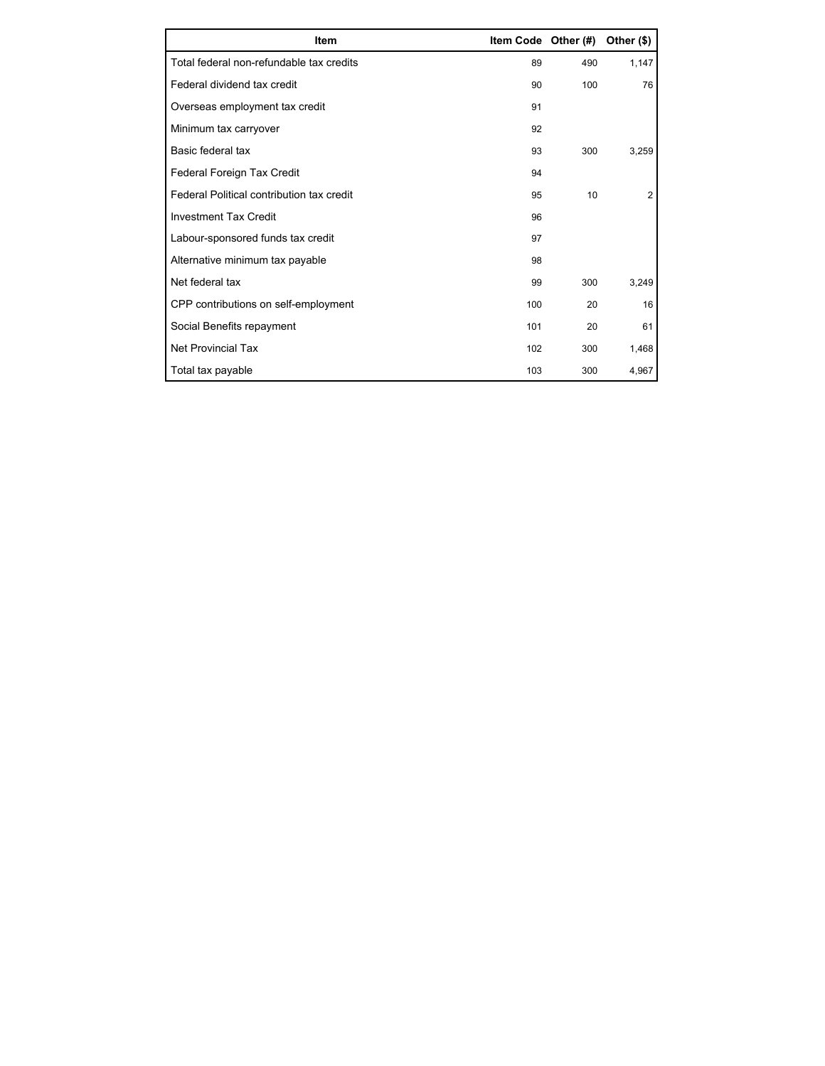| Item | Item Code | Other (#) | Other ($) |
| --- | --- | --- | --- |
| Total federal non-refundable tax credits | 89 | 490 | 1,147 |
| Federal dividend tax credit | 90 | 100 | 76 |
| Overseas employment tax credit | 91 | | |
| Minimum tax carryover | 92 | | |
| Basic federal tax | 93 | 300 | 3,259 |
| Federal Foreign Tax Credit | 94 | | |
| Federal Political contribution tax credit | 95 | 10 | 2 |
| Investment Tax Credit | 96 | | |
| Labour-sponsored funds tax credit | 97 | | |
| Alternative minimum tax payable | 98 | | |
| Net federal tax | 99 | 300 | 3,249 |
| CPP contributions on self-employment | 100 | 20 | 16 |
| Social Benefits repayment | 101 | 20 | 61 |
| Net Provincial Tax | 102 | 300 | 1,468 |
| Total tax payable | 103 | 300 | 4,967 |